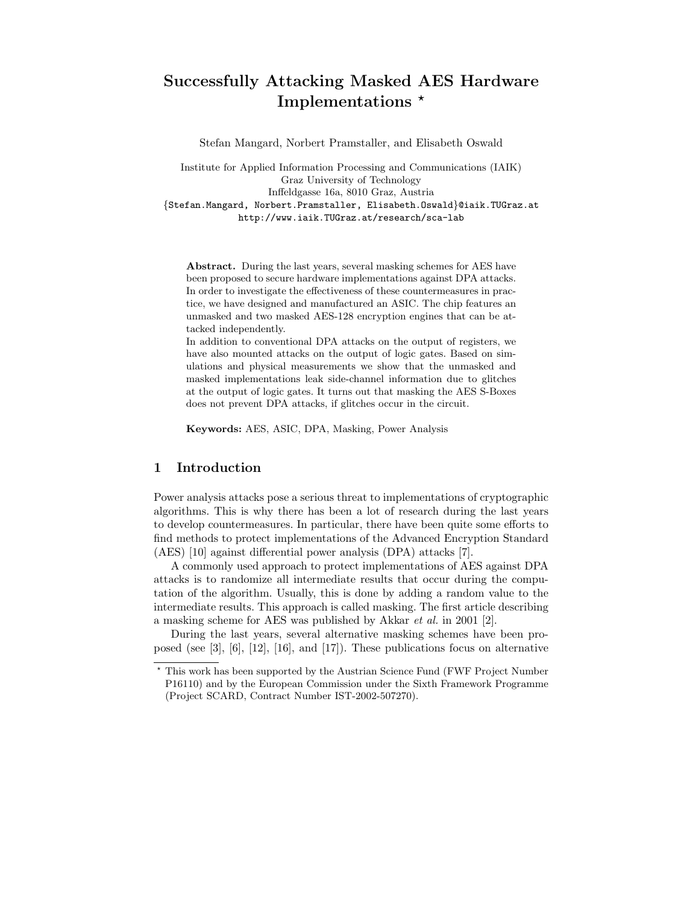# Successfully Attacking Masked AES Hardware Implementations *

Stefan Mangard, Norbert Pramstaller, and Elisabeth Oswald

Institute for Applied Information Processing and Communications (IAIK)
Graz University of Technology
Inffeldgasse 16a, 8010 Graz, Austria
{Stefan.Mangard, Norbert.Pramstaller, Elisabeth.Oswald}@iaik.TUGraz.at
http://www.iaik.TUGraz.at/research/sca-lab

**Abstract.** During the last years, several masking schemes for AES have been proposed to secure hardware implementations against DPA attacks. In order to investigate the effectiveness of these countermeasures in practice, we have designed and manufactured an ASIC. The chip features an unmasked and two masked AES-128 encryption engines that can be attacked independently.
In addition to conventional DPA attacks on the output of registers, we have also mounted attacks on the output of logic gates. Based on simulations and physical measurements we show that the unmasked and masked implementations leak side-channel information due to glitches at the output of logic gates. It turns out that masking the AES S-Boxes does not prevent DPA attacks, if glitches occur in the circuit.

**Keywords:** AES, ASIC, DPA, Masking, Power Analysis

## 1 Introduction

Power analysis attacks pose a serious threat to implementations of cryptographic algorithms. This is why there has been a lot of research during the last years to develop countermeasures. In particular, there have been quite some efforts to find methods to protect implementations of the Advanced Encryption Standard (AES) [10] against differential power analysis (DPA) attacks [7].

A commonly used approach to protect implementations of AES against DPA attacks is to randomize all intermediate results that occur during the computation of the algorithm. Usually, this is done by adding a random value to the intermediate results. This approach is called masking. The first article describing a masking scheme for AES was published by Akkar *et al.* in 2001 [2].

During the last years, several alternative masking schemes have been proposed (see [3], [6], [12], [16], and [17]). These publications focus on alternative

* This work has been supported by the Austrian Science Fund (FWF Project Number P16110) and by the European Commission under the Sixth Framework Programme (Project SCARD, Contract Number IST-2002-507270).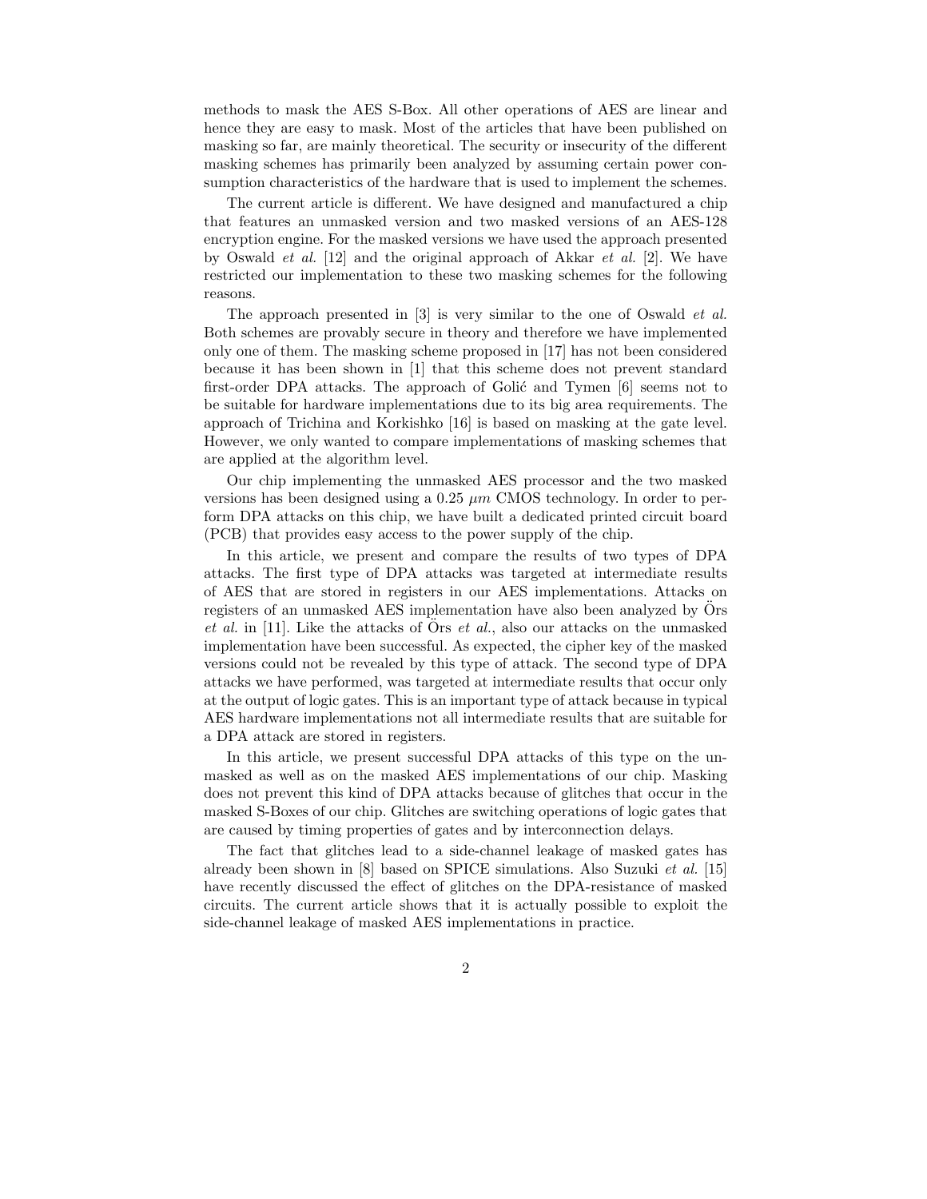methods to mask the AES S-Box. All other operations of AES are linear and hence they are easy to mask. Most of the articles that have been published on masking so far, are mainly theoretical. The security or insecurity of the different masking schemes has primarily been analyzed by assuming certain power consumption characteristics of the hardware that is used to implement the schemes.

The current article is different. We have designed and manufactured a chip that features an unmasked version and two masked versions of an AES-128 encryption engine. For the masked versions we have used the approach presented by Oswald *et al.* [12] and the original approach of Akkar *et al.* [2]. We have restricted our implementation to these two masking schemes for the following reasons.

The approach presented in [3] is very similar to the one of Oswald *et al.* Both schemes are provably secure in theory and therefore we have implemented only one of them. The masking scheme proposed in [17] has not been considered because it has been shown in [1] that this scheme does not prevent standard first-order DPA attacks. The approach of Golić and Tymen [6] seems not to be suitable for hardware implementations due to its big area requirements. The approach of Trichina and Korkishko [16] is based on masking at the gate level. However, we only wanted to compare implementations of masking schemes that are applied at the algorithm level.

Our chip implementing the unmasked AES processor and the two masked versions has been designed using a 0.25 $\mu m$ CMOS technology. In order to perform DPA attacks on this chip, we have built a dedicated printed circuit board (PCB) that provides easy access to the power supply of the chip.

In this article, we present and compare the results of two types of DPA attacks. The first type of DPA attacks was targeted at intermediate results of AES that are stored in registers in our AES implementations. Attacks on registers of an unmasked AES implementation have also been analyzed by Örs *et al.* in [11]. Like the attacks of Örs *et al.*, also our attacks on the unmasked implementation have been successful. As expected, the cipher key of the masked versions could not be revealed by this type of attack. The second type of DPA attacks we have performed, was targeted at intermediate results that occur only at the output of logic gates. This is an important type of attack because in typical AES hardware implementations not all intermediate results that are suitable for a DPA attack are stored in registers.

In this article, we present successful DPA attacks of this type on the unmasked as well as on the masked AES implementations of our chip. Masking does not prevent this kind of DPA attacks because of glitches that occur in the masked S-Boxes of our chip. Glitches are switching operations of logic gates that are caused by timing properties of gates and by interconnection delays.

The fact that glitches lead to a side-channel leakage of masked gates has already been shown in [8] based on SPICE simulations. Also Suzuki *et al.* [15] have recently discussed the effect of glitches on the DPA-resistance of masked circuits. The current article shows that it is actually possible to exploit the side-channel leakage of masked AES implementations in practice.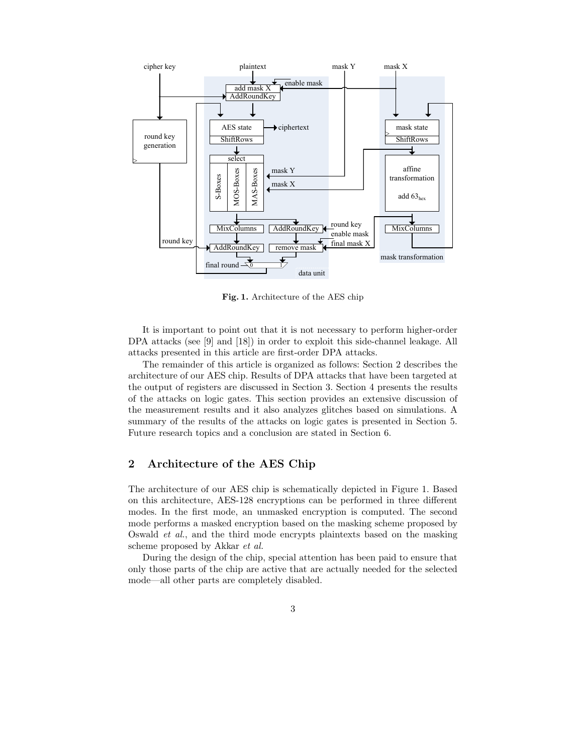Fig. 1. Architecture of the AES chip

It is important to point out that it is not necessary to perform higher-order DPA attacks (see [9] and [18]) in order to exploit this side-channel leakage. All attacks presented in this article are first-order DPA attacks.

The remainder of this article is organized as follows: Section 2 describes the architecture of our AES chip. Results of DPA attacks that have been targeted at the output of registers are discussed in Section 3. Section 4 presents the results of the attacks on logic gates. This section provides an extensive discussion of the measurement results and it also analyzes glitches based on simulations. A summary of the results of the attacks on logic gates is presented in Section 5. Future research topics and a conclusion are stated in Section 6.

## 2 Architecture of the AES Chip

The architecture of our AES chip is schematically depicted in Figure 1. Based on this architecture, AES-128 encryptions can be performed in three different modes. In the first mode, an unmasked encryption is computed. The second mode performs a masked encryption based on the masking scheme proposed by Oswald *et al.*, and the third mode encrypts plaintexts based on the masking scheme proposed by Akkar *et al.*

During the design of the chip, special attention has been paid to ensure that only those parts of the chip are active that are actually needed for the selected mode—all other parts are completely disabled.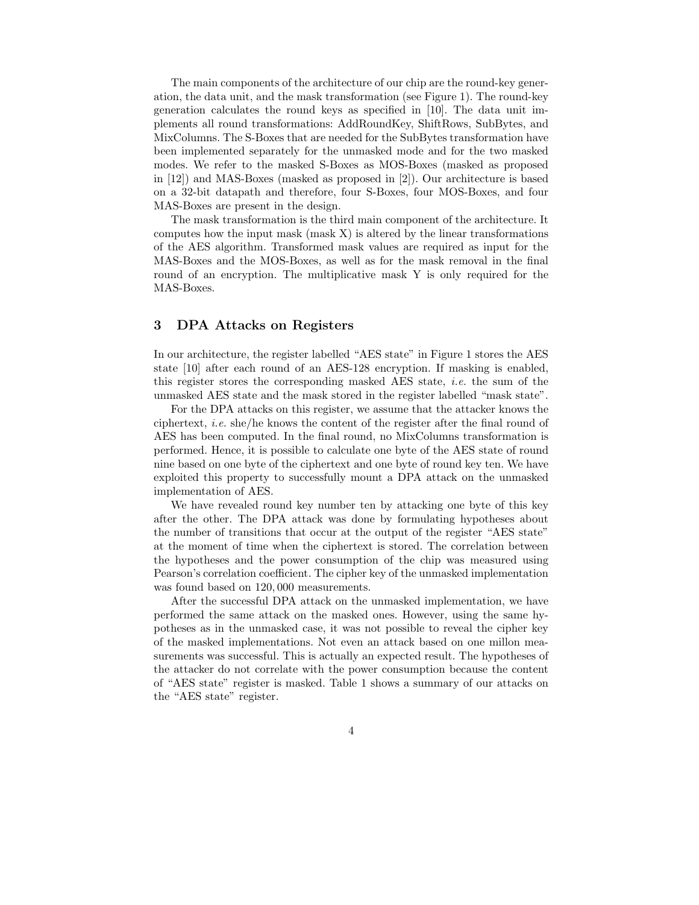The main components of the architecture of our chip are the round-key generation, the data unit, and the mask transformation (see Figure 1). The round-key generation calculates the round keys as specified in [10]. The data unit implements all round transformations: AddRoundKey, ShiftRows, SubBytes, and MixColumns. The S-Boxes that are needed for the SubBytes transformation have been implemented separately for the unmasked mode and for the two masked modes. We refer to the masked S-Boxes as MOS-Boxes (masked as proposed in [12]) and MAS-Boxes (masked as proposed in [2]). Our architecture is based on a 32-bit datapath and therefore, four S-Boxes, four MOS-Boxes, and four MAS-Boxes are present in the design.

The mask transformation is the third main component of the architecture. It computes how the input mask (mask X) is altered by the linear transformations of the AES algorithm. Transformed mask values are required as input for the MAS-Boxes and the MOS-Boxes, as well as for the mask removal in the final round of an encryption. The multiplicative mask Y is only required for the MAS-Boxes.

## 3 DPA Attacks on Registers

In our architecture, the register labelled "AES state" in Figure 1 stores the AES state [10] after each round of an AES-128 encryption. If masking is enabled, this register stores the corresponding masked AES state, *i.e.* the sum of the unmasked AES state and the mask stored in the register labelled "mask state".

For the DPA attacks on this register, we assume that the attacker knows the ciphertext, *i.e.* she/he knows the content of the register after the final round of AES has been computed. In the final round, no MixColumns transformation is performed. Hence, it is possible to calculate one byte of the AES state of round nine based on one byte of the ciphertext and one byte of round key ten. We have exploited this property to successfully mount a DPA attack on the unmasked implementation of AES.

We have revealed round key number ten by attacking one byte of this key after the other. The DPA attack was done by formulating hypotheses about the number of transitions that occur at the output of the register "AES state" at the moment of time when the ciphertext is stored. The correlation between the hypotheses and the power consumption of the chip was measured using Pearson's correlation coefficient. The cipher key of the unmasked implementation was found based on $120,000$ measurements.

After the successful DPA attack on the unmasked implementation, we have performed the same attack on the masked ones. However, using the same hypotheses as in the unmasked case, it was not possible to reveal the cipher key of the masked implementations. Not even an attack based on one millon measurements was successful. This is actually an expected result. The hypotheses of the attacker do not correlate with the power consumption because the content of "AES state" register is masked. Table 1 shows a summary of our attacks on the "AES state" register.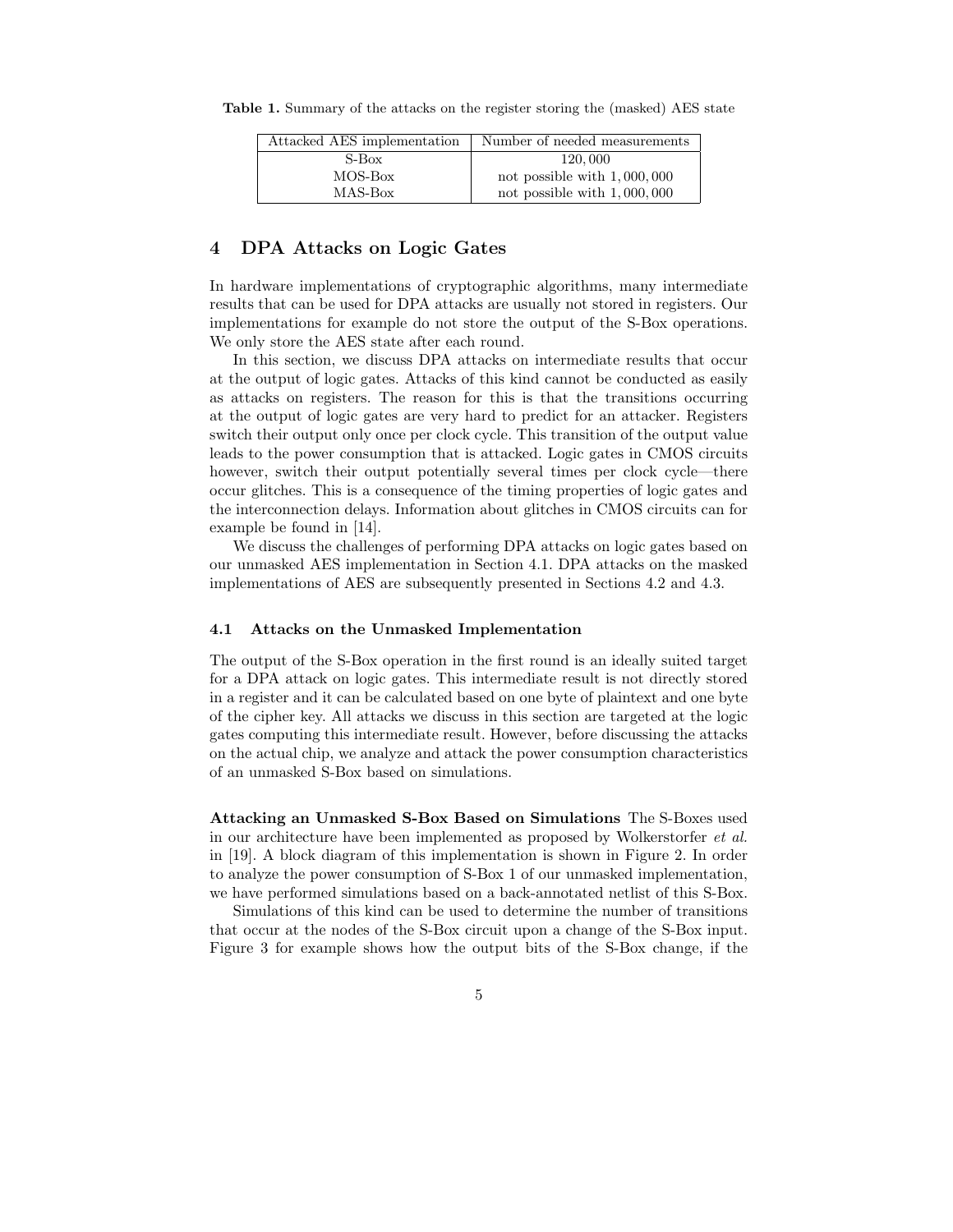**Table 1.** Summary of the attacks on the register storing the (masked) AES state

| Attacked AES implementation | Number of needed measurements |
|---|---|
| S-Box | 120,000 |
| MOS-Box | not possible with 1,000,000 |
| MAS-Box | not possible with 1,000,000 |

## 4 DPA Attacks on Logic Gates

In hardware implementations of cryptographic algorithms, many intermediate results that can be used for DPA attacks are usually not stored in registers. Our implementations for example do not store the output of the S-Box operations. We only store the AES state after each round.

In this section, we discuss DPA attacks on intermediate results that occur at the output of logic gates. Attacks of this kind cannot be conducted as easily as attacks on registers. The reason for this is that the transitions occurring at the output of logic gates are very hard to predict for an attacker. Registers switch their output only once per clock cycle. This transition of the output value leads to the power consumption that is attacked. Logic gates in CMOS circuits however, switch their output potentially several times per clock cycle—there occur glitches. This is a consequence of the timing properties of logic gates and the interconnection delays. Information about glitches in CMOS circuits can for example be found in [14].

We discuss the challenges of performing DPA attacks on logic gates based on our unmasked AES implementation in Section 4.1. DPA attacks on the masked implementations of AES are subsequently presented in Sections 4.2 and 4.3.

### 4.1 Attacks on the Unmasked Implementation

The output of the S-Box operation in the first round is an ideally suited target for a DPA attack on logic gates. This intermediate result is not directly stored in a register and it can be calculated based on one byte of plaintext and one byte of the cipher key. All attacks we discuss in this section are targeted at the logic gates computing this intermediate result. However, before discussing the attacks on the actual chip, we analyze and attack the power consumption characteristics of an unmasked S-Box based on simulations.

**Attacking an Unmasked S-Box Based on Simulations** The S-Boxes used in our architecture have been implemented as proposed by Wolkerstorfer *et al.* in [19]. A block diagram of this implementation is shown in Figure 2. In order to analyze the power consumption of S-Box 1 of our unmasked implementation, we have performed simulations based on a back-annotated netlist of this S-Box.

Simulations of this kind can be used to determine the number of transitions that occur at the nodes of the S-Box circuit upon a change of the S-Box input. Figure 3 for example shows how the output bits of the S-Box change, if the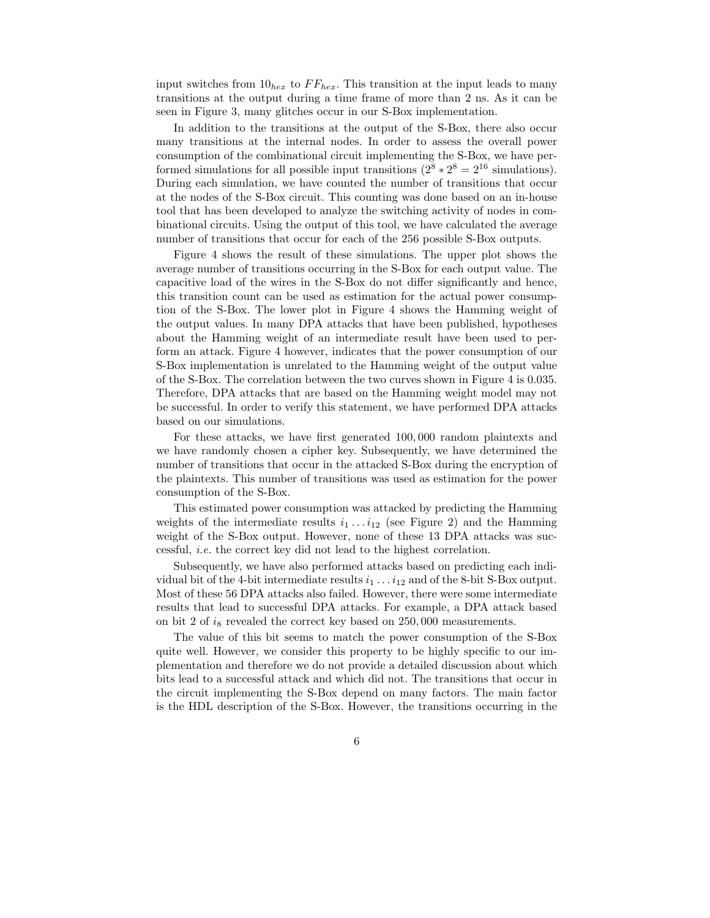input switches from $10_{hex}$ to $FF_{hex}$. This transition at the input leads to many transitions at the output during a time frame of more than 2 ns. As it can be seen in Figure 3, many glitches occur in our S-Box implementation.

In addition to the transitions at the output of the S-Box, there also occur many transitions at the internal nodes. In order to assess the overall power consumption of the combinational circuit implementing the S-Box, we have performed simulations for all possible input transitions ($2^8 * 2^8 = 2^{16}$ simulations). During each simulation, we have counted the number of transitions that occur at the nodes of the S-Box circuit. This counting was done based on an in-house tool that has been developed to analyze the switching activity of nodes in combinational circuits. Using the output of this tool, we have calculated the average number of transitions that occur for each of the 256 possible S-Box outputs.

Figure 4 shows the result of these simulations. The upper plot shows the average number of transitions occurring in the S-Box for each output value. The capacitive load of the wires in the S-Box do not differ significantly and hence, this transition count can be used as estimation for the actual power consumption of the S-Box. The lower plot in Figure 4 shows the Hamming weight of the output values. In many DPA attacks that have been published, hypotheses about the Hamming weight of an intermediate result have been used to perform an attack. Figure 4 however, indicates that the power consumption of our S-Box implementation is unrelated to the Hamming weight of the output value of the S-Box. The correlation between the two curves shown in Figure 4 is 0.035. Therefore, DPA attacks that are based on the Hamming weight model may not be successful. In order to verify this statement, we have performed DPA attacks based on our simulations.

For these attacks, we have first generated 100,000 random plaintexts and we have randomly chosen a cipher key. Subsequently, we have determined the number of transitions that occur in the attacked S-Box during the encryption of the plaintexts. This number of transitions was used as estimation for the power consumption of the S-Box.

This estimated power consumption was attacked by predicting the Hamming weights of the intermediate results $i_1 \dots i_{12}$ (see Figure 2) and the Hamming weight of the S-Box output. However, none of these 13 DPA attacks was successful, *i.e.* the correct key did not lead to the highest correlation.

Subsequently, we have also performed attacks based on predicting each individual bit of the 4-bit intermediate results $i_1 \dots i_{12}$ and of the 8-bit S-Box output. Most of these 56 DPA attacks also failed. However, there were some intermediate results that lead to successful DPA attacks. For example, a DPA attack based on bit 2 of $i_8$ revealed the correct key based on 250,000 measurements.

The value of this bit seems to match the power consumption of the S-Box quite well. However, we consider this property to be highly specific to our implementation and therefore we do not provide a detailed discussion about which bits lead to a successful attack and which did not. The transitions that occur in the circuit implementing the S-Box depend on many factors. The main factor is the HDL description of the S-Box. However, the transitions occurring in the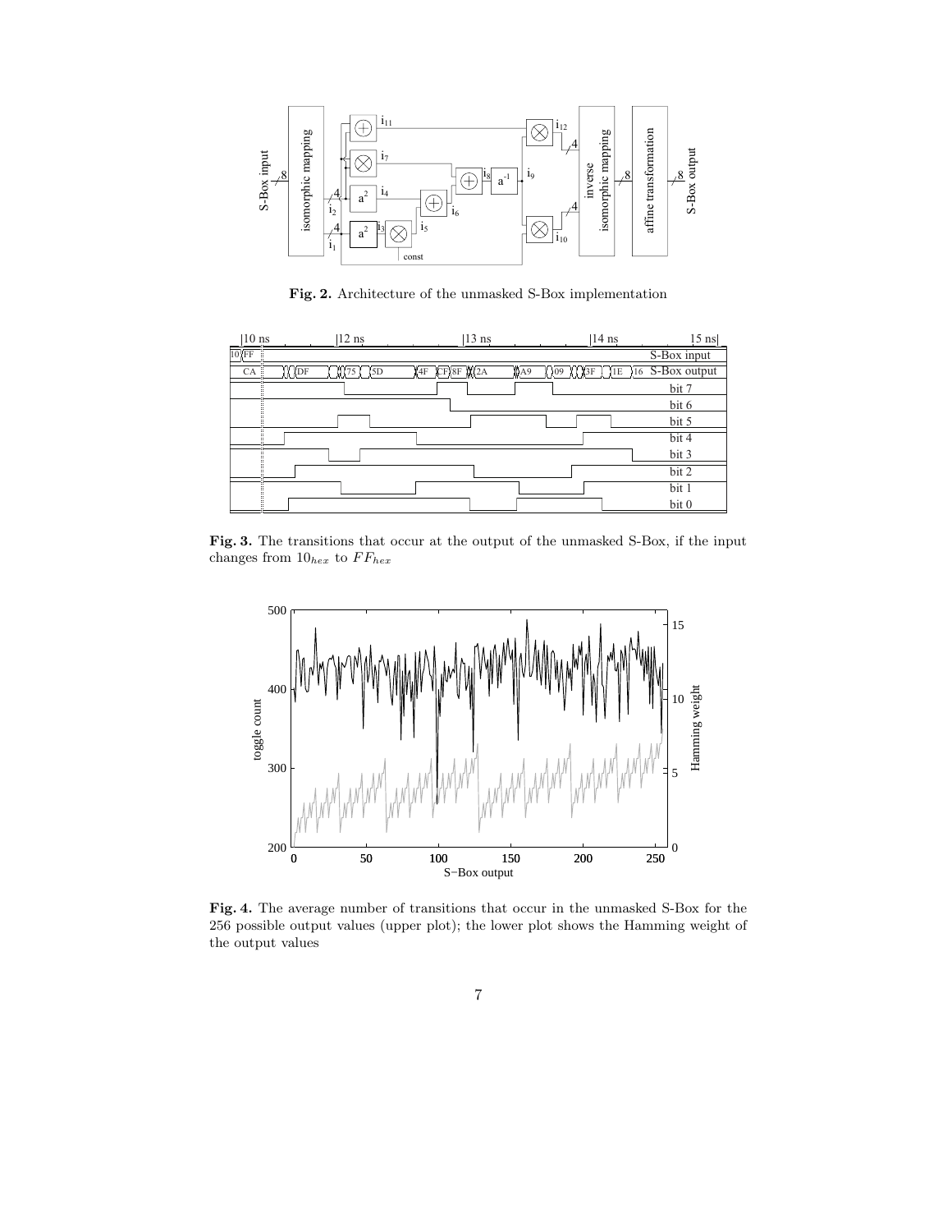**Fig. 2.** Architecture of the unmasked S-Box implementation

**Fig. 3.** The transitions that occur at the output of the unmasked S-Box, if the input changes from $10_{hex}$ to $FF_{hex}$

**Fig. 4.** The average number of transitions that occur in the unmasked S-Box for the 256 possible output values (upper plot); the lower plot shows the Hamming weight of the output values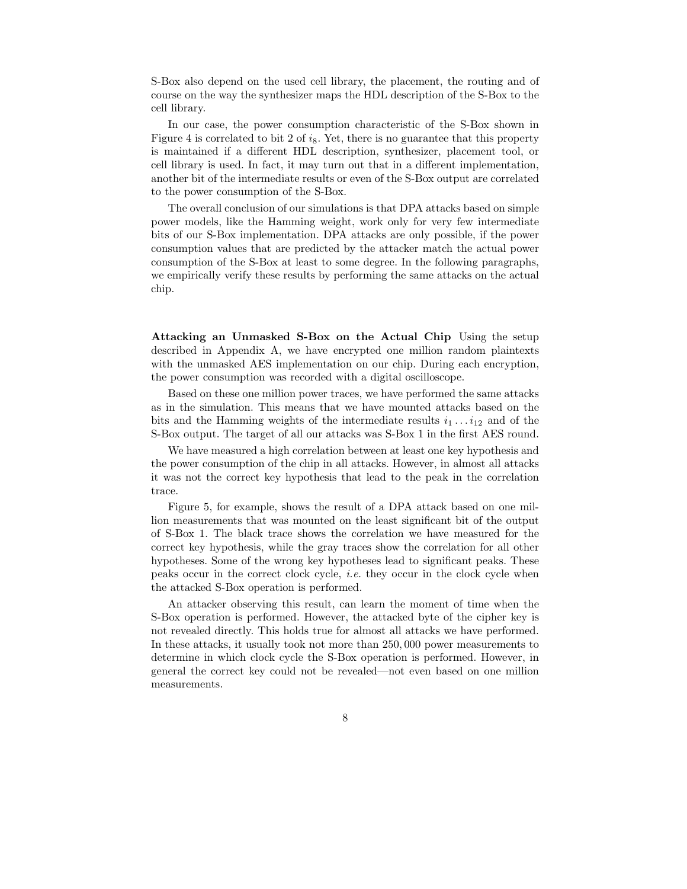S-Box also depend on the used cell library, the placement, the routing and of course on the way the synthesizer maps the HDL description of the S-Box to the cell library.

In our case, the power consumption characteristic of the S-Box shown in Figure 4 is correlated to bit 2 of $i_8$. Yet, there is no guarantee that this property is maintained if a different HDL description, synthesizer, placement tool, or cell library is used. In fact, it may turn out that in a different implementation, another bit of the intermediate results or even of the S-Box output are correlated to the power consumption of the S-Box.

The overall conclusion of our simulations is that DPA attacks based on simple power models, like the Hamming weight, work only for very few intermediate bits of our S-Box implementation. DPA attacks are only possible, if the power consumption values that are predicted by the attacker match the actual power consumption of the S-Box at least to some degree. In the following paragraphs, we empirically verify these results by performing the same attacks on the actual chip.

**Attacking an Unmasked S-Box on the Actual Chip** Using the setup described in Appendix A, we have encrypted one million random plaintexts with the unmasked AES implementation on our chip. During each encryption, the power consumption was recorded with a digital oscilloscope.

Based on these one million power traces, we have performed the same attacks as in the simulation. This means that we have mounted attacks based on the bits and the Hamming weights of the intermediate results $i_1 \ldots i_{12}$ and of the S-Box output. The target of all our attacks was S-Box 1 in the first AES round.

We have measured a high correlation between at least one key hypothesis and the power consumption of the chip in all attacks. However, in almost all attacks it was not the correct key hypothesis that lead to the peak in the correlation trace.

Figure 5, for example, shows the result of a DPA attack based on one million measurements that was mounted on the least significant bit of the output of S-Box 1. The black trace shows the correlation we have measured for the correct key hypothesis, while the gray traces show the correlation for all other hypotheses. Some of the wrong key hypotheses lead to significant peaks. These peaks occur in the correct clock cycle, *i.e.* they occur in the clock cycle when the attacked S-Box operation is performed.

An attacker observing this result, can learn the moment of time when the S-Box operation is performed. However, the attacked byte of the cipher key is not revealed directly. This holds true for almost all attacks we have performed. In these attacks, it usually took not more than 250,000 power measurements to determine in which clock cycle the S-Box operation is performed. However, in general the correct key could not be revealed—not even based on one million measurements.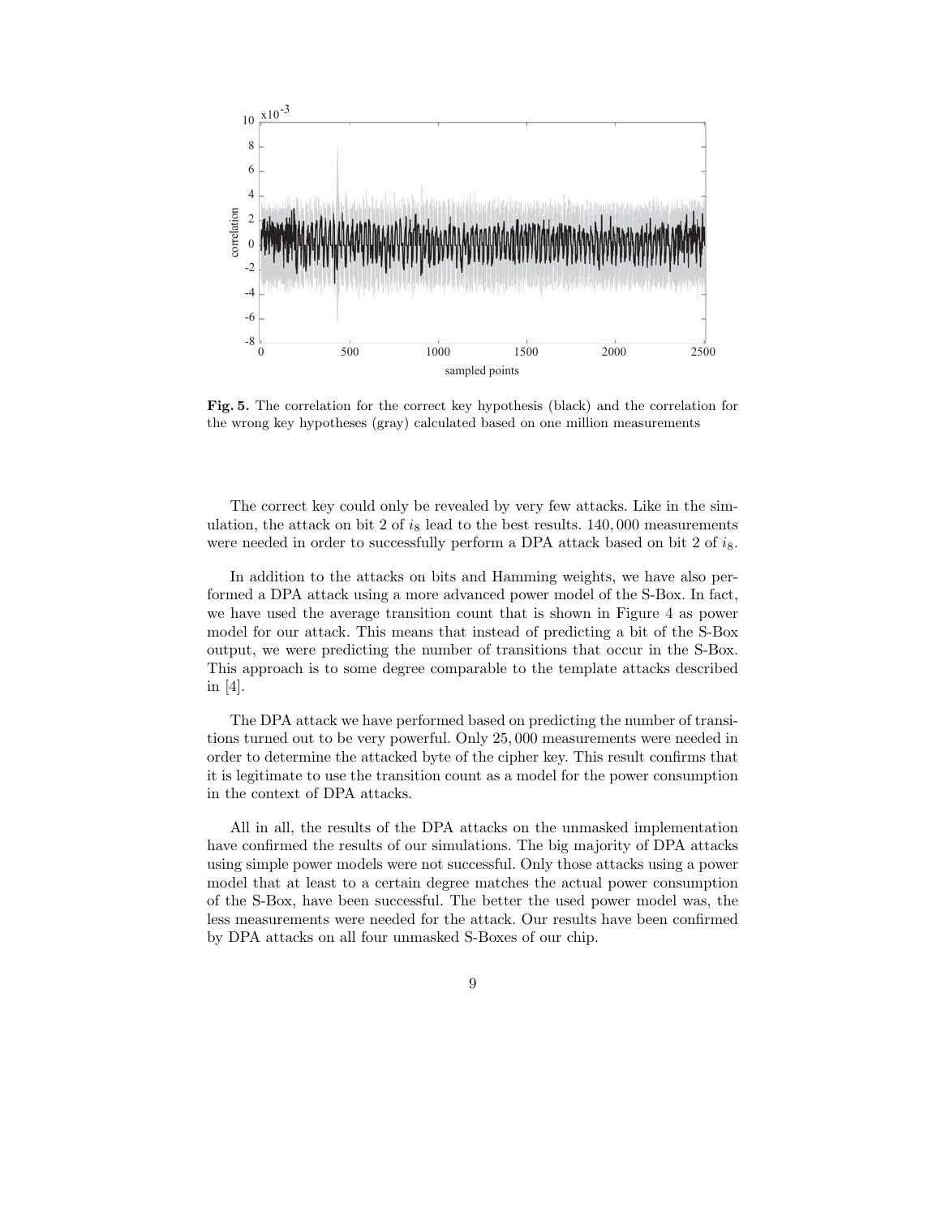**Fig. 5.** The correlation for the correct key hypothesis (black) and the correlation for the wrong key hypotheses (gray) calculated based on one million measurements

The correct key could only be revealed by very few attacks. Like in the simulation, the attack on bit 2 of $i_8$ lead to the best results. 140,000 measurements were needed in order to successfully perform a DPA attack based on bit 2 of $i_8$.

In addition to the attacks on bits and Hamming weights, we have also performed a DPA attack using a more advanced power model of the S-Box. In fact, we have used the average transition count that is shown in Figure 4 as power model for our attack. This means that instead of predicting a bit of the S-Box output, we were predicting the number of transitions that occur in the S-Box. This approach is to some degree comparable to the template attacks described in [4].

The DPA attack we have performed based on predicting the number of transitions turned out to be very powerful. Only 25,000 measurements were needed in order to determine the attacked byte of the cipher key. This result confirms that it is legitimate to use the transition count as a model for the power consumption in the context of DPA attacks.

All in all, the results of the DPA attacks on the unmasked implementation have confirmed the results of our simulations. The big majority of DPA attacks using simple power models were not successful. Only those attacks using a power model that at least to a certain degree matches the actual power consumption of the S-Box, have been successful. The better the used power model was, the less measurements were needed for the attack. Our results have been confirmed by DPA attacks on all four unmasked S-Boxes of our chip.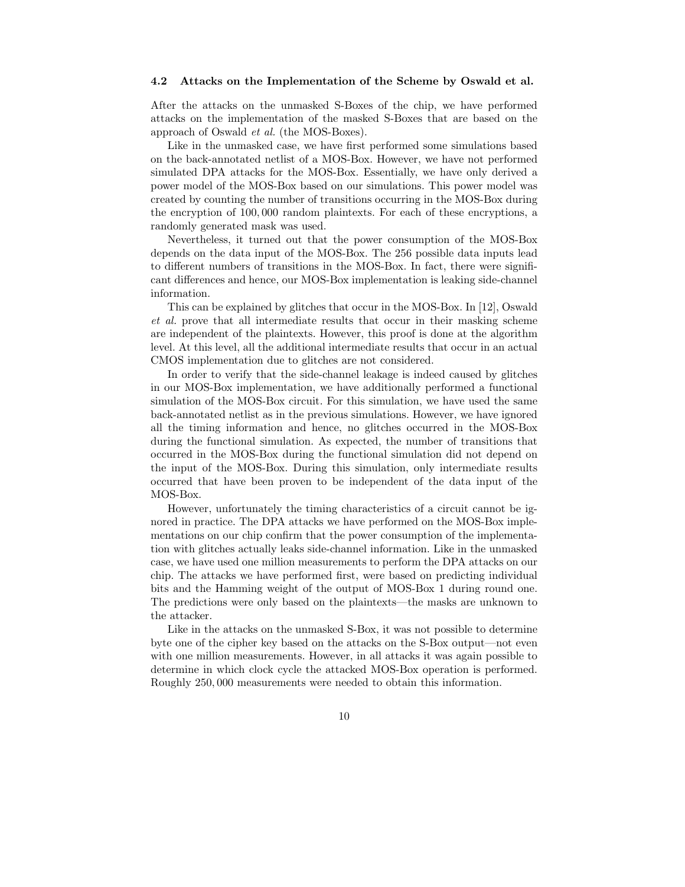### 4.2 Attacks on the Implementation of the Scheme by Oswald et al.

After the attacks on the unmasked S-Boxes of the chip, we have performed attacks on the implementation of the masked S-Boxes that are based on the approach of Oswald *et al.* (the MOS-Boxes).

Like in the unmasked case, we have first performed some simulations based on the back-annotated netlist of a MOS-Box. However, we have not performed simulated DPA attacks for the MOS-Box. Essentially, we have only derived a power model of the MOS-Box based on our simulations. This power model was created by counting the number of transitions occurring in the MOS-Box during the encryption of 100,000 random plaintexts. For each of these encryptions, a randomly generated mask was used.

Nevertheless, it turned out that the power consumption of the MOS-Box depends on the data input of the MOS-Box. The 256 possible data inputs lead to different numbers of transitions in the MOS-Box. In fact, there were significant differences and hence, our MOS-Box implementation is leaking side-channel information.

This can be explained by glitches that occur in the MOS-Box. In [12], Oswald *et al.* prove that all intermediate results that occur in their masking scheme are independent of the plaintexts. However, this proof is done at the algorithm level. At this level, all the additional intermediate results that occur in an actual CMOS implementation due to glitches are not considered.

In order to verify that the side-channel leakage is indeed caused by glitches in our MOS-Box implementation, we have additionally performed a functional simulation of the MOS-Box circuit. For this simulation, we have used the same back-annotated netlist as in the previous simulations. However, we have ignored all the timing information and hence, no glitches occurred in the MOS-Box during the functional simulation. As expected, the number of transitions that occurred in the MOS-Box during the functional simulation did not depend on the input of the MOS-Box. During this simulation, only intermediate results occurred that have been proven to be independent of the data input of the MOS-Box.

However, unfortunately the timing characteristics of a circuit cannot be ignored in practice. The DPA attacks we have performed on the MOS-Box implementations on our chip confirm that the power consumption of the implementation with glitches actually leaks side-channel information. Like in the unmasked case, we have used one million measurements to perform the DPA attacks on our chip. The attacks we have performed first, were based on predicting individual bits and the Hamming weight of the output of MOS-Box 1 during round one. The predictions were only based on the plaintexts—the masks are unknown to the attacker.

Like in the attacks on the unmasked S-Box, it was not possible to determine byte one of the cipher key based on the attacks on the S-Box output—not even with one million measurements. However, in all attacks it was again possible to determine in which clock cycle the attacked MOS-Box operation is performed. Roughly 250,000 measurements were needed to obtain this information.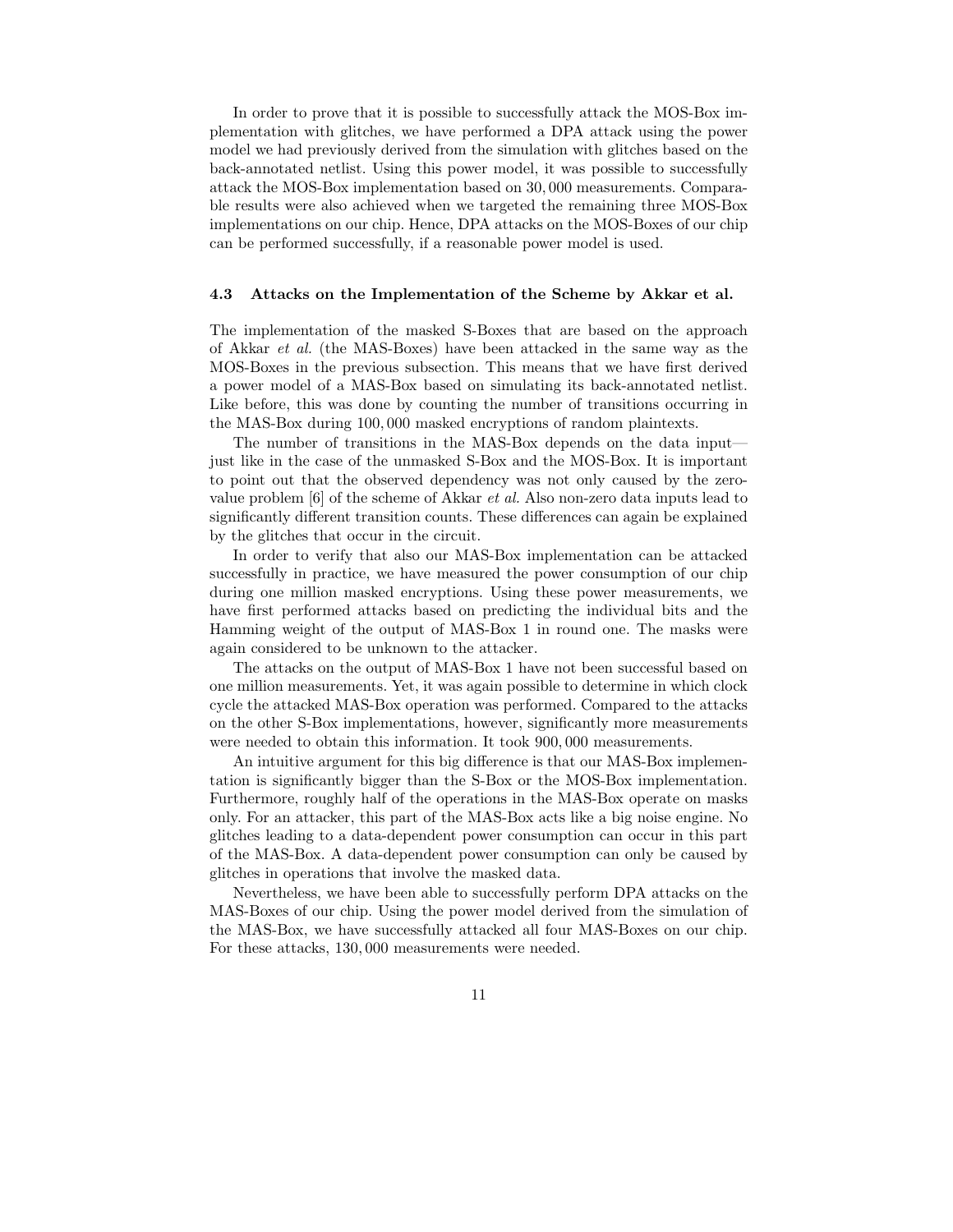In order to prove that it is possible to successfully attack the MOS-Box implementation with glitches, we have performed a DPA attack using the power model we had previously derived from the simulation with glitches based on the back-annotated netlist. Using this power model, it was possible to successfully attack the MOS-Box implementation based on 30,000 measurements. Comparable results were also achieved when we targeted the remaining three MOS-Box implementations on our chip. Hence, DPA attacks on the MOS-Boxes of our chip can be performed successfully, if a reasonable power model is used.

### 4.3 Attacks on the Implementation of the Scheme by Akkar et al.

The implementation of the masked S-Boxes that are based on the approach of Akkar *et al.* (the MAS-Boxes) have been attacked in the same way as the MOS-Boxes in the previous subsection. This means that we have first derived a power model of a MAS-Box based on simulating its back-annotated netlist. Like before, this was done by counting the number of transitions occurring in the MAS-Box during 100,000 masked encryptions of random plaintexts.

The number of transitions in the MAS-Box depends on the data input—just like in the case of the unmasked S-Box and the MOS-Box. It is important to point out that the observed dependency was not only caused by the zero-value problem [6] of the scheme of Akkar *et al.* Also non-zero data inputs lead to significantly different transition counts. These differences can again be explained by the glitches that occur in the circuit.

In order to verify that also our MAS-Box implementation can be attacked successfully in practice, we have measured the power consumption of our chip during one million masked encryptions. Using these power measurements, we have first performed attacks based on predicting the individual bits and the Hamming weight of the output of MAS-Box 1 in round one. The masks were again considered to be unknown to the attacker.

The attacks on the output of MAS-Box 1 have not been successful based on one million measurements. Yet, it was again possible to determine in which clock cycle the attacked MAS-Box operation was performed. Compared to the attacks on the other S-Box implementations, however, significantly more measurements were needed to obtain this information. It took 900,000 measurements.

An intuitive argument for this big difference is that our MAS-Box implementation is significantly bigger than the S-Box or the MOS-Box implementation. Furthermore, roughly half of the operations in the MAS-Box operate on masks only. For an attacker, this part of the MAS-Box acts like a big noise engine. No glitches leading to a data-dependent power consumption can occur in this part of the MAS-Box. A data-dependent power consumption can only be caused by glitches in operations that involve the masked data.

Nevertheless, we have been able to successfully perform DPA attacks on the MAS-Boxes of our chip. Using the power model derived from the simulation of the MAS-Box, we have successfully attacked all four MAS-Boxes on our chip. For these attacks, 130,000 measurements were needed.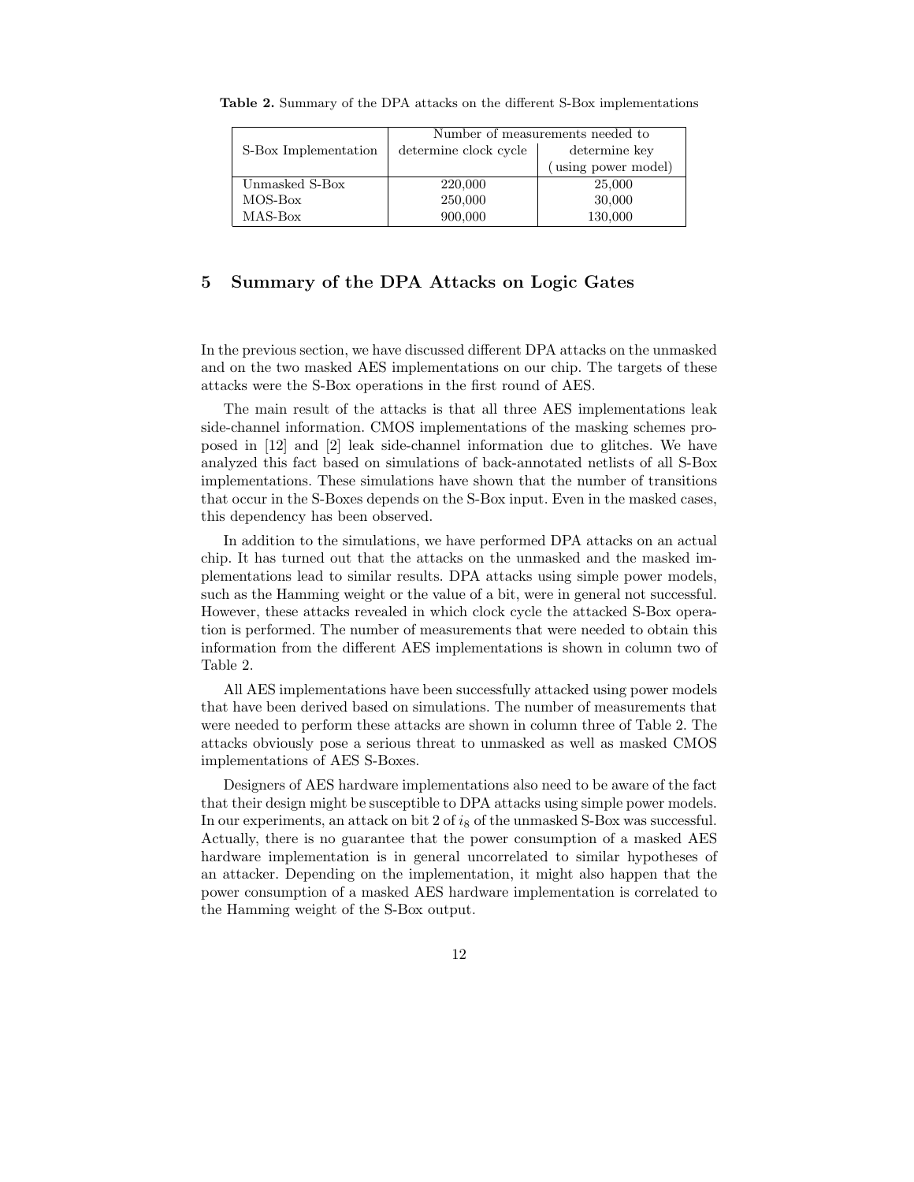**Table 2.** Summary of the DPA attacks on the different S-Box implementations

| S-Box Implementation | Number of measurements needed to determine clock cycle | determine key (using power model) |
|---|---|---|
| Unmasked S-Box | 220,000 | 25,000 |
| MOS-Box | 250,000 | 30,000 |
| MAS-Box | 900,000 | 130,000 |

## 5 Summary of the DPA Attacks on Logic Gates

In the previous section, we have discussed different DPA attacks on the unmasked and on the two masked AES implementations on our chip. The targets of these attacks were the S-Box operations in the first round of AES.

The main result of the attacks is that all three AES implementations leak side-channel information. CMOS implementations of the masking schemes proposed in [12] and [2] leak side-channel information due to glitches. We have analyzed this fact based on simulations of back-annotated netlists of all S-Box implementations. These simulations have shown that the number of transitions that occur in the S-Boxes depends on the S-Box input. Even in the masked cases, this dependency has been observed.

In addition to the simulations, we have performed DPA attacks on an actual chip. It has turned out that the attacks on the unmasked and the masked implementations lead to similar results. DPA attacks using simple power models, such as the Hamming weight or the value of a bit, were in general not successful. However, these attacks revealed in which clock cycle the attacked S-Box operation is performed. The number of measurements that were needed to obtain this information from the different AES implementations is shown in column two of Table 2.

All AES implementations have been successfully attacked using power models that have been derived based on simulations. The number of measurements that were needed to perform these attacks are shown in column three of Table 2. The attacks obviously pose a serious threat to unmasked as well as masked CMOS implementations of AES S-Boxes.

Designers of AES hardware implementations also need to be aware of the fact that their design might be susceptible to DPA attacks using simple power models. In our experiments, an attack on bit 2 of $i_8$ of the unmasked S-Box was successful. Actually, there is no guarantee that the power consumption of a masked AES hardware implementation is in general uncorrelated to similar hypotheses of an attacker. Depending on the implementation, it might also happen that the power consumption of a masked AES hardware implementation is correlated to the Hamming weight of the S-Box output.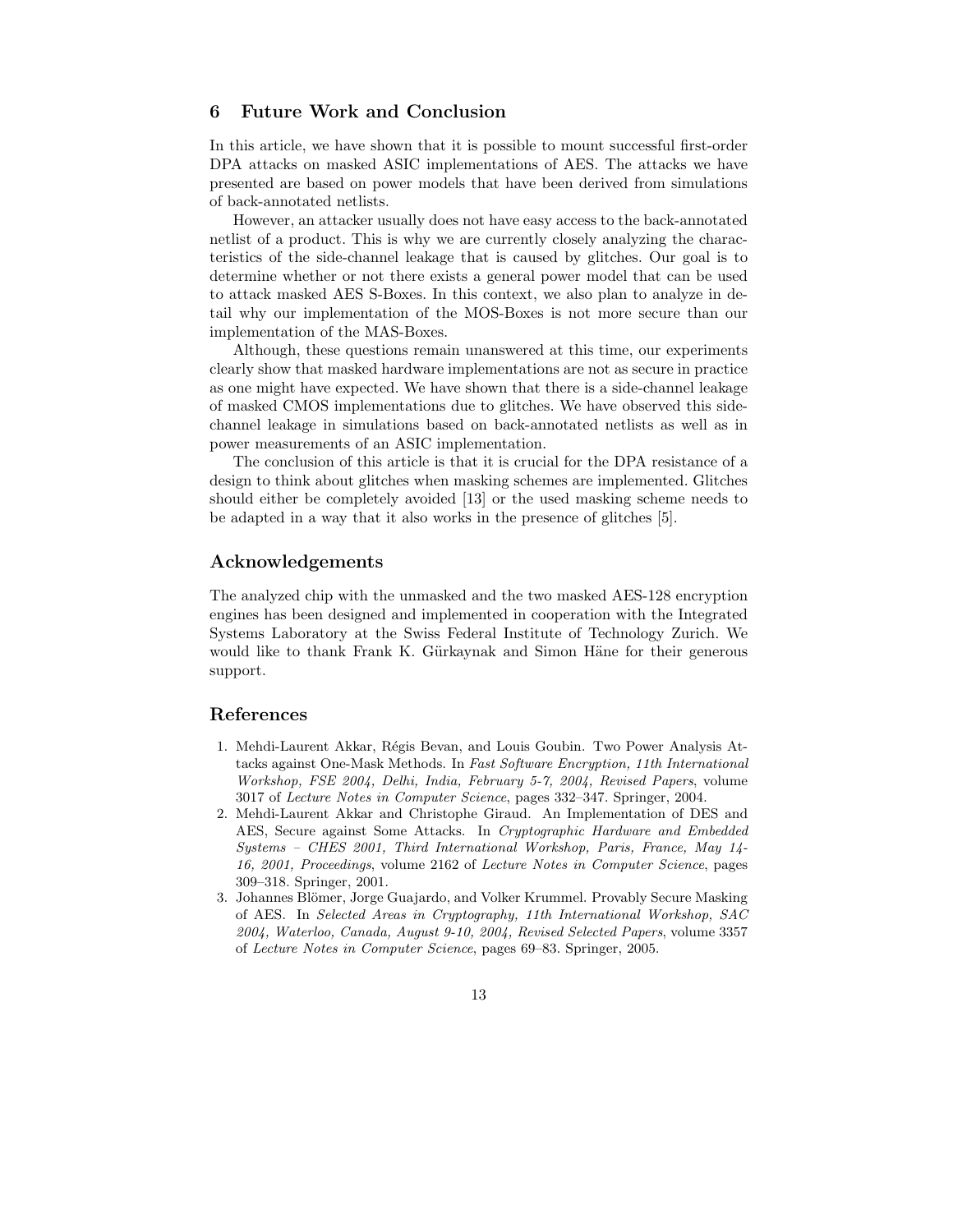## 6 Future Work and Conclusion

In this article, we have shown that it is possible to mount successful first-order DPA attacks on masked ASIC implementations of AES. The attacks we have presented are based on power models that have been derived from simulations of back-annotated netlists.

However, an attacker usually does not have easy access to the back-annotated netlist of a product. This is why we are currently closely analyzing the characteristics of the side-channel leakage that is caused by glitches. Our goal is to determine whether or not there exists a general power model that can be used to attack masked AES S-Boxes. In this context, we also plan to analyze in detail why our implementation of the MOS-Boxes is not more secure than our implementation of the MAS-Boxes.

Although, these questions remain unanswered at this time, our experiments clearly show that masked hardware implementations are not as secure in practice as one might have expected. We have shown that there is a side-channel leakage of masked CMOS implementations due to glitches. We have observed this side-channel leakage in simulations based on back-annotated netlists as well as in power measurements of an ASIC implementation.

The conclusion of this article is that it is crucial for the DPA resistance of a design to think about glitches when masking schemes are implemented. Glitches should either be completely avoided [13] or the used masking scheme needs to be adapted in a way that it also works in the presence of glitches [5].

## Acknowledgements

The analyzed chip with the unmasked and the two masked AES-128 encryption engines has been designed and implemented in cooperation with the Integrated Systems Laboratory at the Swiss Federal Institute of Technology Zurich. We would like to thank Frank K. Gürkaynak and Simon Häne for their generous support.

## References

1. Mehdi-Laurent Akkar, Régis Bevan, and Louis Goubin. Two Power Analysis Attacks against One-Mask Methods. In *Fast Software Encryption, 11th International Workshop, FSE 2004, Delhi, India, February 5-7, 2004, Revised Papers*, volume 3017 of *Lecture Notes in Computer Science*, pages 332–347. Springer, 2004.
2. Mehdi-Laurent Akkar and Christophe Giraud. An Implementation of DES and AES, Secure against Some Attacks. In *Cryptographic Hardware and Embedded Systems – CHES 2001, Third International Workshop, Paris, France, May 14-16, 2001, Proceedings*, volume 2162 of *Lecture Notes in Computer Science*, pages 309–318. Springer, 2001.
3. Johannes Blömer, Jorge Guajardo, and Volker Krummel. Provably Secure Masking of AES. In *Selected Areas in Cryptography, 11th International Workshop, SAC 2004, Waterloo, Canada, August 9-10, 2004, Revised Selected Papers*, volume 3357 of *Lecture Notes in Computer Science*, pages 69–83. Springer, 2005.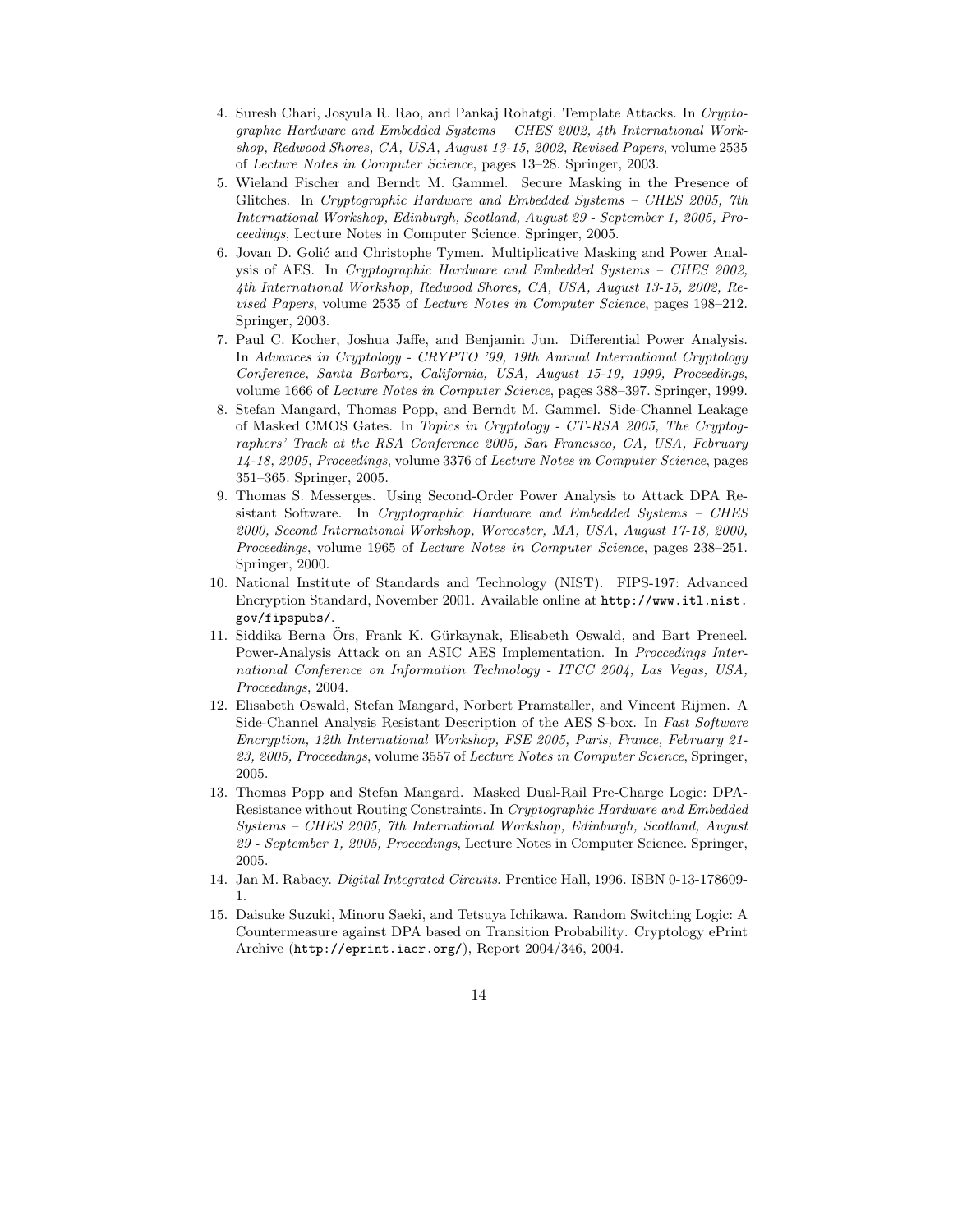4. Suresh Chari, Josyula R. Rao, and Pankaj Rohatgi. Template Attacks. In *Cryptographic Hardware and Embedded Systems – CHES 2002, 4th International Workshop, Redwood Shores, CA, USA, August 13-15, 2002, Revised Papers*, volume 2535 of *Lecture Notes in Computer Science*, pages 13–28. Springer, 2003.
5. Wieland Fischer and Berndt M. Gammel. Secure Masking in the Presence of Glitches. In *Cryptographic Hardware and Embedded Systems – CHES 2005, 7th International Workshop, Edinburgh, Scotland, August 29 - September 1, 2005, Proceedings*, Lecture Notes in Computer Science. Springer, 2005.
6. Jovan D. Golić and Christophe Tymen. Multiplicative Masking and Power Analysis of AES. In *Cryptographic Hardware and Embedded Systems – CHES 2002, 4th International Workshop, Redwood Shores, CA, USA, August 13-15, 2002, Revised Papers*, volume 2535 of *Lecture Notes in Computer Science*, pages 198–212. Springer, 2003.
7. Paul C. Kocher, Joshua Jaffe, and Benjamin Jun. Differential Power Analysis. In *Advances in Cryptology - CRYPTO '99, 19th Annual International Cryptology Conference, Santa Barbara, California, USA, August 15-19, 1999, Proceedings*, volume 1666 of *Lecture Notes in Computer Science*, pages 388–397. Springer, 1999.
8. Stefan Mangard, Thomas Popp, and Berndt M. Gammel. Side-Channel Leakage of Masked CMOS Gates. In *Topics in Cryptology - CT-RSA 2005, The Cryptographers' Track at the RSA Conference 2005, San Francisco, CA, USA, February 14-18, 2005, Proceedings*, volume 3376 of *Lecture Notes in Computer Science*, pages 351–365. Springer, 2005.
9. Thomas S. Messerges. Using Second-Order Power Analysis to Attack DPA Resistant Software. In *Cryptographic Hardware and Embedded Systems – CHES 2000, Second International Workshop, Worcester, MA, USA, August 17-18, 2000, Proceedings*, volume 1965 of *Lecture Notes in Computer Science*, pages 238–251. Springer, 2000.
10. National Institute of Standards and Technology (NIST). FIPS-197: Advanced Encryption Standard, November 2001. Available online at `http://www.itl.nist.gov/fipspubs/`.
11. Siddika Berna Örs, Frank K. Gürkaynak, Elisabeth Oswald, and Bart Preneel. Power-Analysis Attack on an ASIC AES Implementation. In *Proccedings International Conference on Information Technology - ITCC 2004, Las Vegas, USA, Proceedings*, 2004.
12. Elisabeth Oswald, Stefan Mangard, Norbert Pramstaller, and Vincent Rijmen. A Side-Channel Analysis Resistant Description of the AES S-box. In *Fast Software Encryption, 12th International Workshop, FSE 2005, Paris, France, February 21-23, 2005, Proceedings*, volume 3557 of *Lecture Notes in Computer Science*, Springer, 2005.
13. Thomas Popp and Stefan Mangard. Masked Dual-Rail Pre-Charge Logic: DPA-Resistance without Routing Constraints. In *Cryptographic Hardware and Embedded Systems – CHES 2005, 7th International Workshop, Edinburgh, Scotland, August 29 - September 1, 2005, Proceedings*, Lecture Notes in Computer Science. Springer, 2005.
14. Jan M. Rabaey. *Digital Integrated Circuits*. Prentice Hall, 1996. ISBN 0-13-178609-1.
15. Daisuke Suzuki, Minoru Saeki, and Tetsuya Ichikawa. Random Switching Logic: A Countermeasure against DPA based on Transition Probability. Cryptology ePrint Archive (`http://eprint.iacr.org/`), Report 2004/346, 2004.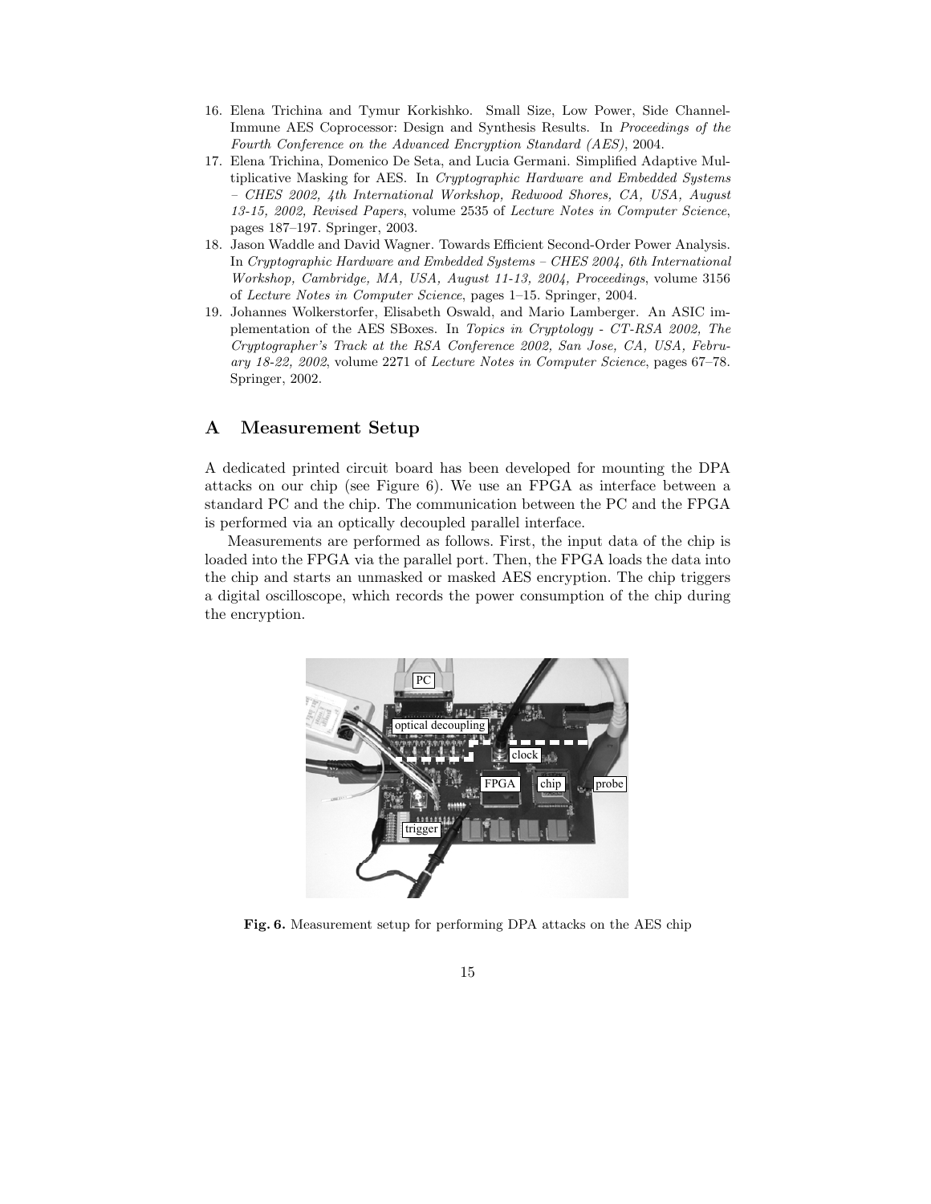16. Elena Trichina and Tymur Korkishko. Small Size, Low Power, Side Channel-Immune AES Coprocessor: Design and Synthesis Results. In *Proceedings of the Fourth Conference on the Advanced Encryption Standard (AES)*, 2004.
17. Elena Trichina, Domenico De Seta, and Lucia Germani. Simplified Adaptive Multiplicative Masking for AES. In *Cryptographic Hardware and Embedded Systems – CHES 2002, 4th International Workshop, Redwood Shores, CA, USA, August 13-15, 2002, Revised Papers*, volume 2535 of *Lecture Notes in Computer Science*, pages 187–197. Springer, 2003.
18. Jason Waddle and David Wagner. Towards Efficient Second-Order Power Analysis. In *Cryptographic Hardware and Embedded Systems – CHES 2004, 6th International Workshop, Cambridge, MA, USA, August 11-13, 2004, Proceedings*, volume 3156 of *Lecture Notes in Computer Science*, pages 1–15. Springer, 2004.
19. Johannes Wolkerstorfer, Elisabeth Oswald, and Mario Lamberger. An ASIC implementation of the AES SBoxes. In *Topics in Cryptology - CT-RSA 2002, The Cryptographer's Track at the RSA Conference 2002, San Jose, CA, USA, February 18-22, 2002*, volume 2271 of *Lecture Notes in Computer Science*, pages 67–78. Springer, 2002.

## A Measurement Setup

A dedicated printed circuit board has been developed for mounting the DPA attacks on our chip (see Figure 6). We use an FPGA as interface between a standard PC and the chip. The communication between the PC and the FPGA is performed via an optically decoupled parallel interface.

Measurements are performed as follows. First, the input data of the chip is loaded into the FPGA via the parallel port. Then, the FPGA loads the data into the chip and starts an unmasked or masked AES encryption. The chip triggers a digital oscilloscope, which records the power consumption of the chip during the encryption.

PC

optical decoupling

clock

FPGA

chip

probe

trigger

**Fig. 6.** Measurement setup for performing DPA attacks on the AES chip